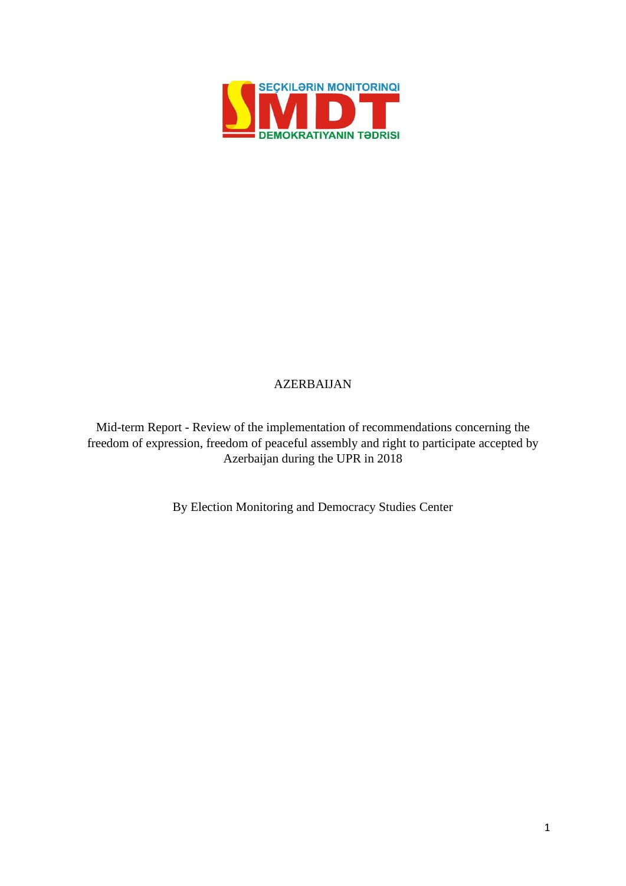SEÇKILƏRIN MONITORINQI

SMDT

DEMOKRATIYANIN TƏDRISI

AZERBAIJAN

Mid-term Report - Review of the implementation of recommendations concerning the freedom of expression, freedom of peaceful assembly and right to participate accepted by Azerbaijan during the UPR in 2018

By Election Monitoring and Democracy Studies Center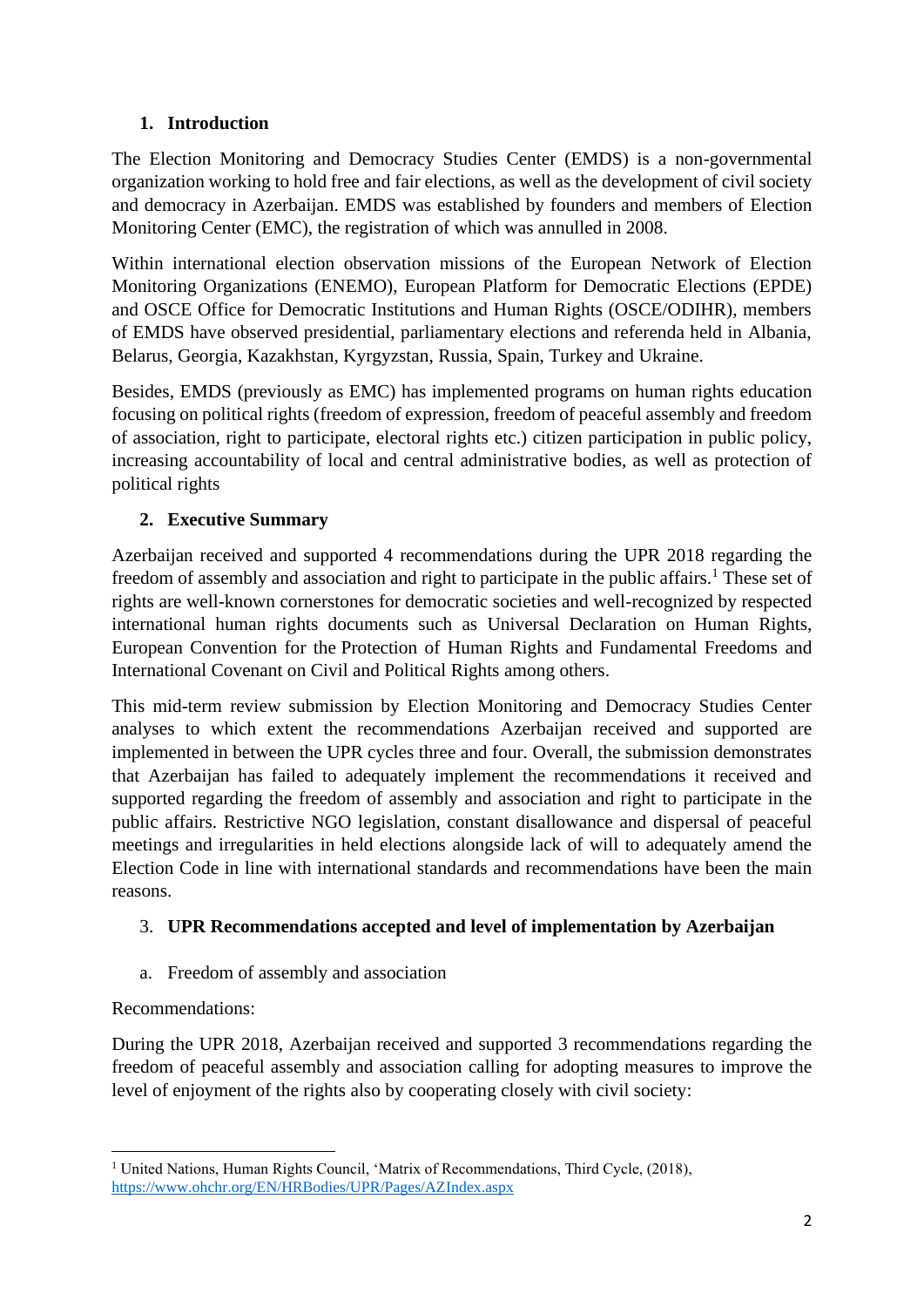## 1. Introduction

The Election Monitoring and Democracy Studies Center (EMDS) is a non-governmental organization working to hold free and fair elections, as well as the development of civil society and democracy in Azerbaijan. EMDS was established by founders and members of Election Monitoring Center (EMC), the registration of which was annulled in 2008.

Within international election observation missions of the European Network of Election Monitoring Organizations (ENEMO), European Platform for Democratic Elections (EPDE) and OSCE Office for Democratic Institutions and Human Rights (OSCE/ODIHR), members of EMDS have observed presidential, parliamentary elections and referenda held in Albania, Belarus, Georgia, Kazakhstan, Kyrgyzstan, Russia, Spain, Turkey and Ukraine.

Besides, EMDS (previously as EMC) has implemented programs on human rights education focusing on political rights (freedom of expression, freedom of peaceful assembly and freedom of association, right to participate, electoral rights etc.) citizen participation in public policy, increasing accountability of local and central administrative bodies, as well as protection of political rights

## 2. Executive Summary

Azerbaijan received and supported 4 recommendations during the UPR 2018 regarding the freedom of assembly and association and right to participate in the public affairs.[1] These set of rights are well-known cornerstones for democratic societies and well-recognized by respected international human rights documents such as Universal Declaration on Human Rights, European Convention for the Protection of Human Rights and Fundamental Freedoms and International Covenant on Civil and Political Rights among others.

This mid-term review submission by Election Monitoring and Democracy Studies Center analyses to which extent the recommendations Azerbaijan received and supported are implemented in between the UPR cycles three and four. Overall, the submission demonstrates that Azerbaijan has failed to adequately implement the recommendations it received and supported regarding the freedom of assembly and association and right to participate in the public affairs. Restrictive NGO legislation, constant disallowance and dispersal of peaceful meetings and irregularities in held elections alongside lack of will to adequately amend the Election Code in line with international standards and recommendations have been the main reasons.

## 3. UPR Recommendations accepted and level of implementation by Azerbaijan

### a. Freedom of assembly and association

Recommendations:

During the UPR 2018, Azerbaijan received and supported 3 recommendations regarding the freedom of peaceful assembly and association calling for adopting measures to improve the level of enjoyment of the rights also by cooperating closely with civil society:

---

[1] United Nations, Human Rights Council, 'Matrix of Recommendations, Third Cycle, (2018), https://www.ohchr.org/EN/HRBodies/UPR/Pages/AZIndex.aspx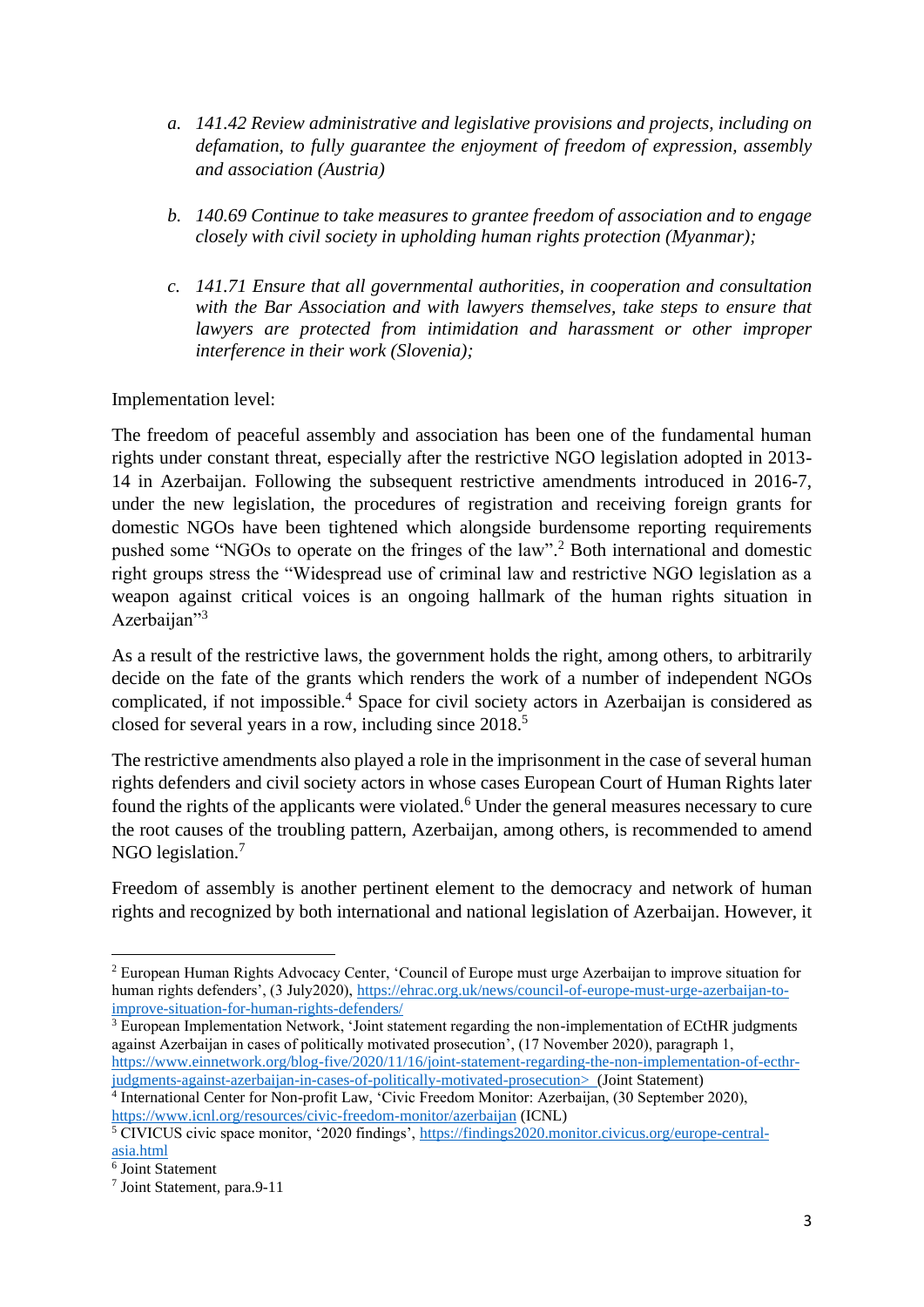a. *141.42 Review administrative and legislative provisions and projects, including on defamation, to fully guarantee the enjoyment of freedom of expression, assembly and association (Austria)*

b. *140.69 Continue to take measures to grantee freedom of association and to engage closely with civil society in upholding human rights protection (Myanmar);*

c. *141.71 Ensure that all governmental authorities, in cooperation and consultation with the Bar Association and with lawyers themselves, take steps to ensure that lawyers are protected from intimidation and harassment or other improper interference in their work (Slovenia);*

Implementation level:

The freedom of peaceful assembly and association has been one of the fundamental human rights under constant threat, especially after the restrictive NGO legislation adopted in 2013-14 in Azerbaijan. Following the subsequent restrictive amendments introduced in 2016-7, under the new legislation, the procedures of registration and receiving foreign grants for domestic NGOs have been tightened which alongside burdensome reporting requirements pushed some "NGOs to operate on the fringes of the law".[2] Both international and domestic right groups stress the "Widespread use of criminal law and restrictive NGO legislation as a weapon against critical voices is an ongoing hallmark of the human rights situation in Azerbaijan"[3]

As a result of the restrictive laws, the government holds the right, among others, to arbitrarily decide on the fate of the grants which renders the work of a number of independent NGOs complicated, if not impossible.[4] Space for civil society actors in Azerbaijan is considered as closed for several years in a row, including since 2018.[5]

The restrictive amendments also played a role in the imprisonment in the case of several human rights defenders and civil society actors in whose cases European Court of Human Rights later found the rights of the applicants were violated.[6] Under the general measures necessary to cure the root causes of the troubling pattern, Azerbaijan, among others, is recommended to amend NGO legislation.[7]

Freedom of assembly is another pertinent element to the democracy and network of human rights and recognized by both international and national legislation of Azerbaijan. However, it

---

[2] European Human Rights Advocacy Center, 'Council of Europe must urge Azerbaijan to improve situation for human rights defenders', (3 July2020), https://ehrac.org.uk/news/council-of-europe-must-urge-azerbaijan-to-improve-situation-for-human-rights-defenders/

[3] European Implementation Network, 'Joint statement regarding the non-implementation of ECtHR judgments against Azerbaijan in cases of politically motivated prosecution', (17 November 2020), paragraph 1, https://www.einnetwork.org/blog-five/2020/11/16/joint-statement-regarding-the-non-implementation-of-ecthr-judgments-against-azerbaijan-in-cases-of-politically-motivated-prosecution> (Joint Statement)

[4] International Center for Non-profit Law, 'Civic Freedom Monitor: Azerbaijan, (30 September 2020), https://www.icnl.org/resources/civic-freedom-monitor/azerbaijan (ICNL)

[5] CIVICUS civic space monitor, '2020 findings', https://findings2020.monitor.civicus.org/europe-central-asia.html

[6] Joint Statement

[7] Joint Statement, para.9-11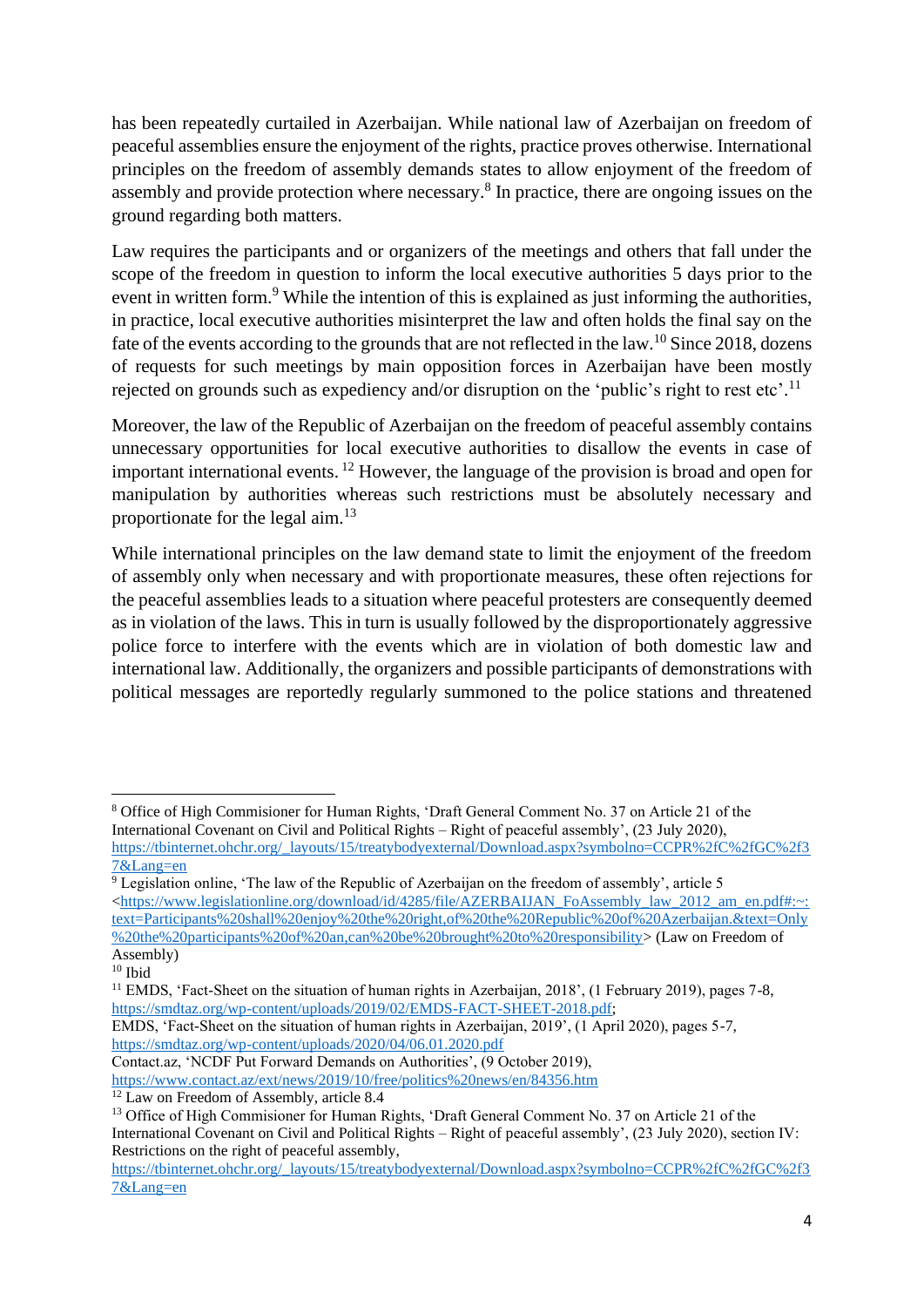has been repeatedly curtailed in Azerbaijan. While national law of Azerbaijan on freedom of peaceful assemblies ensure the enjoyment of the rights, practice proves otherwise. International principles on the freedom of assembly demands states to allow enjoyment of the freedom of assembly and provide protection where necessary.[8] In practice, there are ongoing issues on the ground regarding both matters.

Law requires the participants and or organizers of the meetings and others that fall under the scope of the freedom in question to inform the local executive authorities 5 days prior to the event in written form.[9] While the intention of this is explained as just informing the authorities, in practice, local executive authorities misinterpret the law and often holds the final say on the fate of the events according to the grounds that are not reflected in the law.[10] Since 2018, dozens of requests for such meetings by main opposition forces in Azerbaijan have been mostly rejected on grounds such as expediency and/or disruption on the 'public's right to rest etc'.[11]

Moreover, the law of the Republic of Azerbaijan on the freedom of peaceful assembly contains unnecessary opportunities for local executive authorities to disallow the events in case of important international events. [12] However, the language of the provision is broad and open for manipulation by authorities whereas such restrictions must be absolutely necessary and proportionate for the legal aim.[13]

While international principles on the law demand state to limit the enjoyment of the freedom of assembly only when necessary and with proportionate measures, these often rejections for the peaceful assemblies leads to a situation where peaceful protesters are consequently deemed as in violation of the laws. This in turn is usually followed by the disproportionately aggressive police force to interfere with the events which are in violation of both domestic law and international law. Additionally, the organizers and possible participants of demonstrations with political messages are reportedly regularly summoned to the police stations and threatened

---

[8] Office of High Commisioner for Human Rights, 'Draft General Comment No. 37 on Article 21 of the International Covenant on Civil and Political Rights – Right of peaceful assembly', (23 July 2020), https://tbinternet.ohchr.org/_layouts/15/treatybodyexternal/Download.aspx?symbolno=CCPR%2fC%2fGC%2f37&Lang=en

[9] Legislation online, 'The law of the Republic of Azerbaijan on the freedom of assembly', article 5 <https://www.legislationline.org/download/id/4285/file/AZERBAIJAN_FoAssembly_law_2012_am_en.pdf#:~:text=Participants%20shall%20enjoy%20the%20right,of%20the%20Republic%20of%20Azerbaijan.&text=Only%20the%20participants%20of%20an,can%20be%20brought%20to%20responsibility> (Law on Freedom of Assembly)

[10] Ibid

[11] EMDS, 'Fact-Sheet on the situation of human rights in Azerbaijan, 2018', (1 February 2019), pages 7-8, https://smdtaz.org/wp-content/uploads/2019/02/EMDS-FACT-SHEET-2018.pdf;
EMDS, 'Fact-Sheet on the situation of human rights in Azerbaijan, 2019', (1 April 2020), pages 5-7, https://smdtaz.org/wp-content/uploads/2020/04/06.01.2020.pdf
Contact.az, 'NCDF Put Forward Demands on Authorities', (9 October 2019), https://www.contact.az/ext/news/2019/10/free/politics%20news/en/84356.htm

[12] Law on Freedom of Assembly, article 8.4

[13] Office of High Commisioner for Human Rights, 'Draft General Comment No. 37 on Article 21 of the International Covenant on Civil and Political Rights – Right of peaceful assembly', (23 July 2020), section IV: Restrictions on the right of peaceful assembly, https://tbinternet.ohchr.org/_layouts/15/treatybodyexternal/Download.aspx?symbolno=CCPR%2fC%2fGC%2f37&Lang=en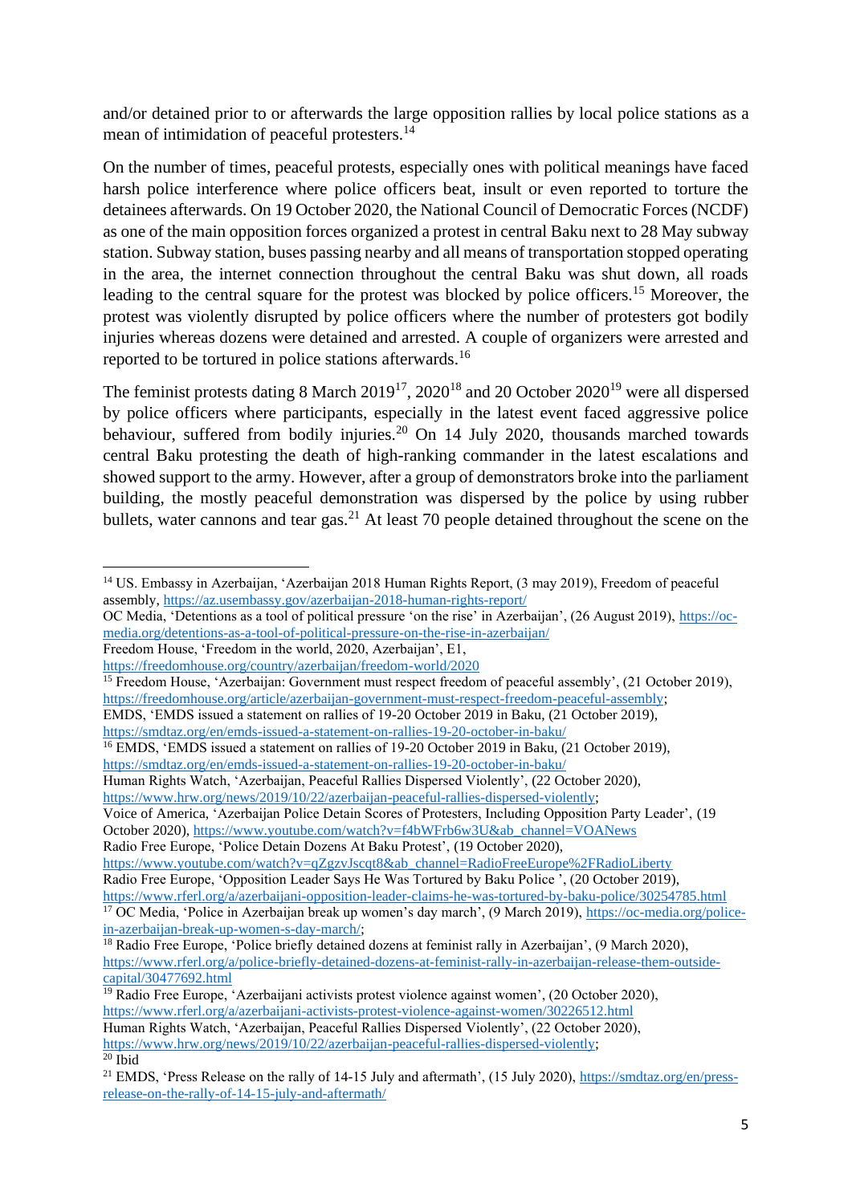and/or detained prior to or afterwards the large opposition rallies by local police stations as a mean of intimidation of peaceful protesters.[14]

On the number of times, peaceful protests, especially ones with political meanings have faced harsh police interference where police officers beat, insult or even reported to torture the detainees afterwards. On 19 October 2020, the National Council of Democratic Forces (NCDF) as one of the main opposition forces organized a protest in central Baku next to 28 May subway station. Subway station, buses passing nearby and all means of transportation stopped operating in the area, the internet connection throughout the central Baku was shut down, all roads leading to the central square for the protest was blocked by police officers.[15] Moreover, the protest was violently disrupted by police officers where the number of protesters got bodily injuries whereas dozens were detained and arrested. A couple of organizers were arrested and reported to be tortured in police stations afterwards.[16]

The feminist protests dating 8 March 2019[17], 2020[18] and 20 October 2020[19] were all dispersed by police officers where participants, especially in the latest event faced aggressive police behaviour, suffered from bodily injuries.[20] On 14 July 2020, thousands marched towards central Baku protesting the death of high-ranking commander in the latest escalations and showed support to the army. However, after a group of demonstrators broke into the parliament building, the mostly peaceful demonstration was dispersed by the police by using rubber bullets, water cannons and tear gas.[21] At least 70 people detained throughout the scene on the

---

[14] US. Embassy in Azerbaijan, 'Azerbaijan 2018 Human Rights Report, (3 may 2019), Freedom of peaceful assembly, https://az.usembassy.gov/azerbaijan-2018-human-rights-report/
OC Media, 'Detentions as a tool of political pressure 'on the rise' in Azerbaijan', (26 August 2019), https://oc-media.org/detentions-as-a-tool-of-political-pressure-on-the-rise-in-azerbaijan/
Freedom House, 'Freedom in the world, 2020, Azerbaijan', E1, https://freedomhouse.org/country/azerbaijan/freedom-world/2020

[15] Freedom House, 'Azerbaijan: Government must respect freedom of peaceful assembly', (21 October 2019), https://freedomhouse.org/article/azerbaijan-government-must-respect-freedom-peaceful-assembly;
EMDS, 'EMDS issued a statement on rallies of 19-20 October 2019 in Baku, (21 October 2019), https://smdtaz.org/en/emds-issued-a-statement-on-rallies-19-20-october-in-baku/

[16] EMDS, 'EMDS issued a statement on rallies of 19-20 October 2019 in Baku, (21 October 2019), https://smdtaz.org/en/emds-issued-a-statement-on-rallies-19-20-october-in-baku/
Human Rights Watch, 'Azerbaijan, Peaceful Rallies Dispersed Violently', (22 October 2020), https://www.hrw.org/news/2019/10/22/azerbaijan-peaceful-rallies-dispersed-violently;
Voice of America, 'Azerbaijan Police Detain Scores of Protesters, Including Opposition Party Leader', (19 October 2020), https://www.youtube.com/watch?v=f4bWFrb6w3U&ab_channel=VOANews
Radio Free Europe, 'Police Detain Dozens At Baku Protest', (19 October 2020), https://www.youtube.com/watch?v=qZgzvJscqt8&ab_channel=RadioFreeEurope%2FRadioLiberty
Radio Free Europe, 'Opposition Leader Says He Was Tortured by Baku Police ', (20 October 2019), https://www.rferl.org/a/azerbaijani-opposition-leader-claims-he-was-tortured-by-baku-police/30254785.html

[17] OC Media, 'Police in Azerbaijan break up women's day march', (9 March 2019), https://oc-media.org/police-in-azerbaijan-break-up-women-s-day-march/;

[18] Radio Free Europe, 'Police briefly detained dozens at feminist rally in Azerbaijan', (9 March 2020), https://www.rferl.org/a/police-briefly-detained-dozens-at-feminist-rally-in-azerbaijan-release-them-outside-capital/30477692.html

[19] Radio Free Europe, 'Azerbaijani activists protest violence against women', (20 October 2020), https://www.rferl.org/a/azerbaijani-activists-protest-violence-against-women/30226512.html
Human Rights Watch, 'Azerbaijan, Peaceful Rallies Dispersed Violently', (22 October 2020), https://www.hrw.org/news/2019/10/22/azerbaijan-peaceful-rallies-dispersed-violently;

[20] Ibid

[21] EMDS, 'Press Release on the rally of 14-15 July and aftermath', (15 July 2020), https://smdtaz.org/en/press-release-on-the-rally-of-14-15-july-and-aftermath/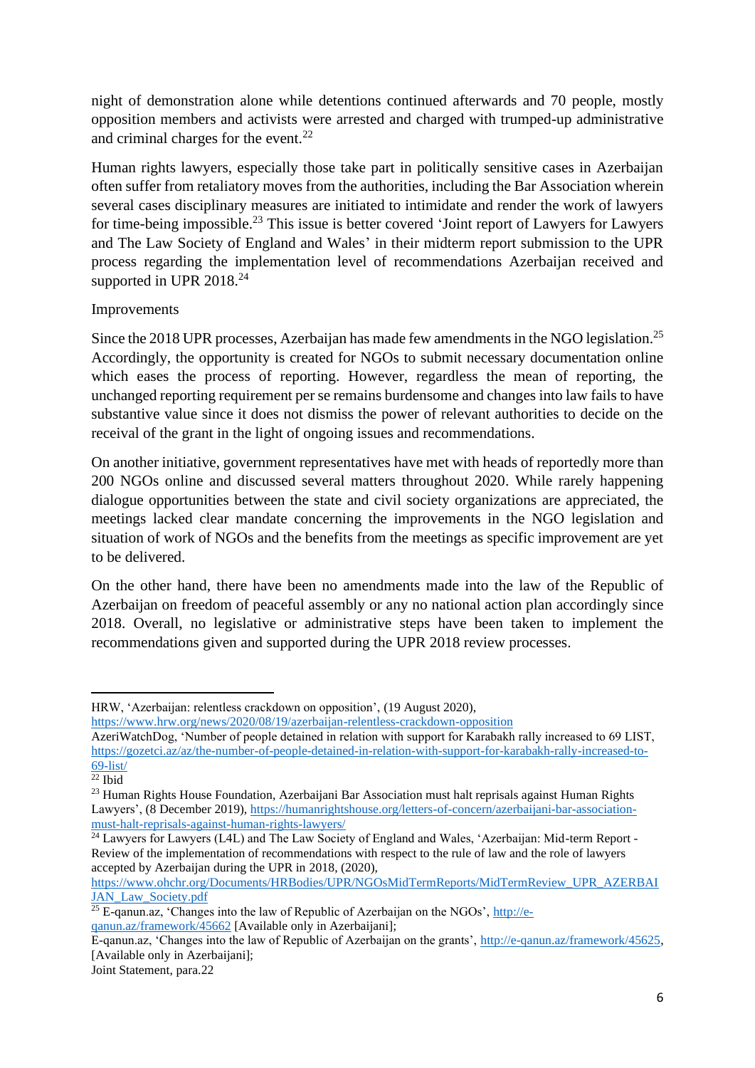night of demonstration alone while detentions continued afterwards and 70 people, mostly opposition members and activists were arrested and charged with trumped-up administrative and criminal charges for the event.[22]

Human rights lawyers, especially those take part in politically sensitive cases in Azerbaijan often suffer from retaliatory moves from the authorities, including the Bar Association wherein several cases disciplinary measures are initiated to intimidate and render the work of lawyers for time-being impossible.[23] This issue is better covered 'Joint report of Lawyers for Lawyers and The Law Society of England and Wales' in their midterm report submission to the UPR process regarding the implementation level of recommendations Azerbaijan received and supported in UPR 2018.[24]

Improvements

Since the 2018 UPR processes, Azerbaijan has made few amendments in the NGO legislation.[25] Accordingly, the opportunity is created for NGOs to submit necessary documentation online which eases the process of reporting. However, regardless the mean of reporting, the unchanged reporting requirement per se remains burdensome and changes into law fails to have substantive value since it does not dismiss the power of relevant authorities to decide on the receival of the grant in the light of ongoing issues and recommendations.

On another initiative, government representatives have met with heads of reportedly more than 200 NGOs online and discussed several matters throughout 2020. While rarely happening dialogue opportunities between the state and civil society organizations are appreciated, the meetings lacked clear mandate concerning the improvements in the NGO legislation and situation of work of NGOs and the benefits from the meetings as specific improvement are yet to be delivered.

On the other hand, there have been no amendments made into the law of the Republic of Azerbaijan on freedom of peaceful assembly or any no national action plan accordingly since 2018. Overall, no legislative or administrative steps have been taken to implement the recommendations given and supported during the UPR 2018 review processes.

---

HRW, 'Azerbaijan: relentless crackdown on opposition', (19 August 2020), https://www.hrw.org/news/2020/08/19/azerbaijan-relentless-crackdown-opposition

AzeriWatchDog, 'Number of people detained in relation with support for Karabakh rally increased to 69 LIST, https://gozetci.az/az/the-number-of-people-detained-in-relation-with-support-for-karabakh-rally-increased-to-69-list/

[22] Ibid

[23] Human Rights House Foundation, Azerbaijani Bar Association must halt reprisals against Human Rights Lawyers', (8 December 2019), https://humanrightshouse.org/letters-of-concern/azerbaijani-bar-association-must-halt-reprisals-against-human-rights-lawyers/

[24] Lawyers for Lawyers (L4L) and The Law Society of England and Wales, 'Azerbaijan: Mid-term Report - Review of the implementation of recommendations with respect to the rule of law and the role of lawyers accepted by Azerbaijan during the UPR in 2018, (2020), https://www.ohchr.org/Documents/HRBodies/UPR/NGOsMidTermReports/MidTermReview_UPR_AZERBAIJAN_Law_Society.pdf

[25] E-qanun.az, 'Changes into the law of Republic of Azerbaijan on the NGOs', http://e-qanun.az/framework/45662 [Available only in Azerbaijani];

E-qanun.az, 'Changes into the law of Republic of Azerbaijan on the grants', http://e-qanun.az/framework/45625, [Available only in Azerbaijani];

Joint Statement, para.22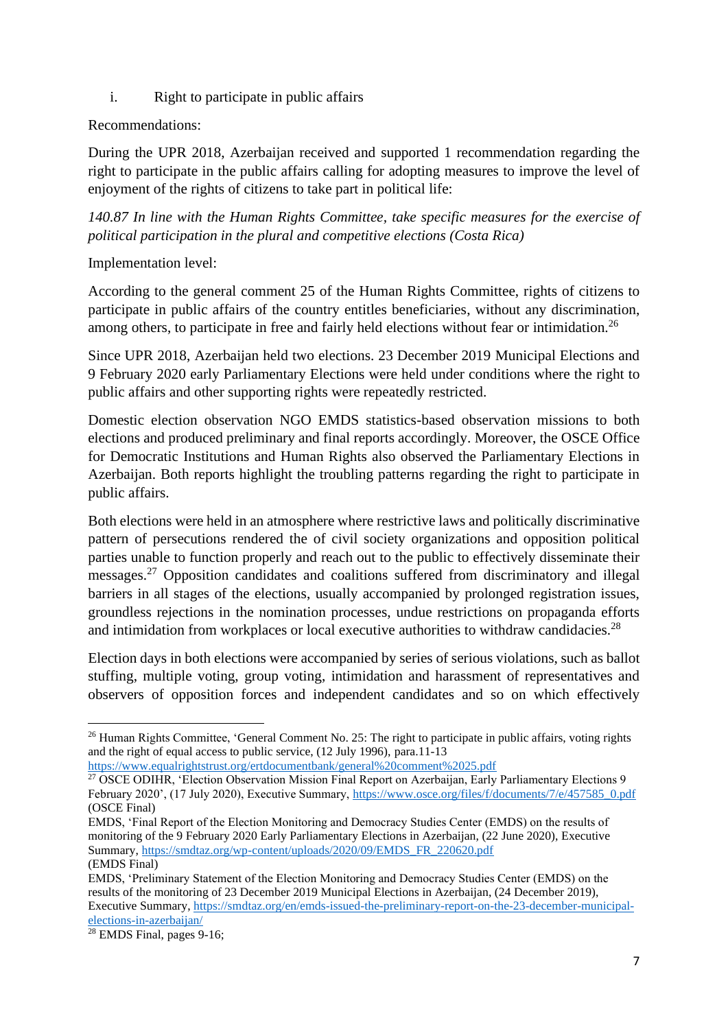i. Right to participate in public affairs

Recommendations:

During the UPR 2018, Azerbaijan received and supported 1 recommendation regarding the right to participate in the public affairs calling for adopting measures to improve the level of enjoyment of the rights of citizens to take part in political life:

*140.87 In line with the Human Rights Committee, take specific measures for the exercise of political participation in the plural and competitive elections (Costa Rica)*

Implementation level:

According to the general comment 25 of the Human Rights Committee, rights of citizens to participate in public affairs of the country entitles beneficiaries, without any discrimination, among others, to participate in free and fairly held elections without fear or intimidation.[26]

Since UPR 2018, Azerbaijan held two elections. 23 December 2019 Municipal Elections and 9 February 2020 early Parliamentary Elections were held under conditions where the right to public affairs and other supporting rights were repeatedly restricted.

Domestic election observation NGO EMDS statistics-based observation missions to both elections and produced preliminary and final reports accordingly. Moreover, the OSCE Office for Democratic Institutions and Human Rights also observed the Parliamentary Elections in Azerbaijan. Both reports highlight the troubling patterns regarding the right to participate in public affairs.

Both elections were held in an atmosphere where restrictive laws and politically discriminative pattern of persecutions rendered the of civil society organizations and opposition political parties unable to function properly and reach out to the public to effectively disseminate their messages.[27] Opposition candidates and coalitions suffered from discriminatory and illegal barriers in all stages of the elections, usually accompanied by prolonged registration issues, groundless rejections in the nomination processes, undue restrictions on propaganda efforts and intimidation from workplaces or local executive authorities to withdraw candidacies.[28]

Election days in both elections were accompanied by series of serious violations, such as ballot stuffing, multiple voting, group voting, intimidation and harassment of representatives and observers of opposition forces and independent candidates and so on which effectively

---

[26] Human Rights Committee, 'General Comment No. 25: The right to participate in public affairs, voting rights and the right of equal access to public service, (12 July 1996), para.11-13 https://www.equalrightstrust.org/ertdocumentbank/general%20comment%2025.pdf

[27] OSCE ODIHR, 'Election Observation Mission Final Report on Azerbaijan, Early Parliamentary Elections 9 February 2020', (17 July 2020), Executive Summary, https://www.osce.org/files/f/documents/7/e/457585_0.pdf (OSCE Final)

EMDS, 'Final Report of the Election Monitoring and Democracy Studies Center (EMDS) on the results of monitoring of the 9 February 2020 Early Parliamentary Elections in Azerbaijan, (22 June 2020), Executive Summary, https://smdtaz.org/wp-content/uploads/2020/09/EMDS_FR_220620.pdf (EMDS Final)

EMDS, 'Preliminary Statement of the Election Monitoring and Democracy Studies Center (EMDS) on the results of the monitoring of 23 December 2019 Municipal Elections in Azerbaijan, (24 December 2019), Executive Summary, https://smdtaz.org/en/emds-issued-the-preliminary-report-on-the-23-december-municipal-elections-in-azerbaijan/

[28] EMDS Final, pages 9-16;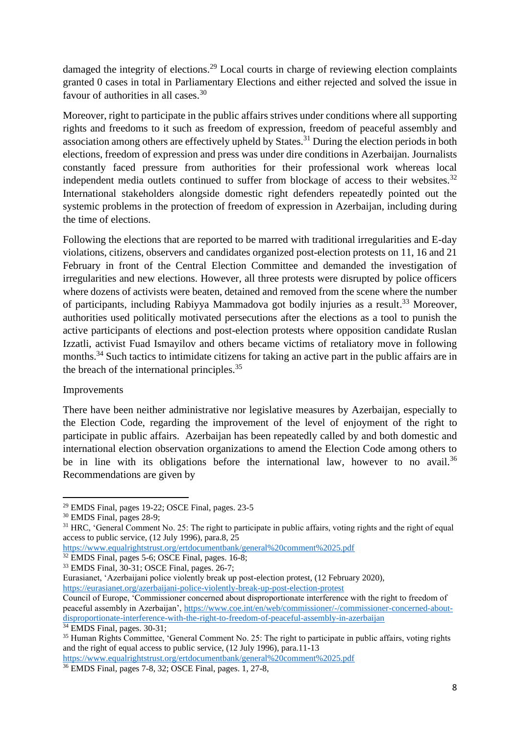damaged the integrity of elections.[29] Local courts in charge of reviewing election complaints granted 0 cases in total in Parliamentary Elections and either rejected and solved the issue in favour of authorities in all cases.[30]

Moreover, right to participate in the public affairs strives under conditions where all supporting rights and freedoms to it such as freedom of expression, freedom of peaceful assembly and association among others are effectively upheld by States.[31] During the election periods in both elections, freedom of expression and press was under dire conditions in Azerbaijan. Journalists constantly faced pressure from authorities for their professional work whereas local independent media outlets continued to suffer from blockage of access to their websites.[32] International stakeholders alongside domestic right defenders repeatedly pointed out the systemic problems in the protection of freedom of expression in Azerbaijan, including during the time of elections.

Following the elections that are reported to be marred with traditional irregularities and E-day violations, citizens, observers and candidates organized post-election protests on 11, 16 and 21 February in front of the Central Election Committee and demanded the investigation of irregularities and new elections. However, all three protests were disrupted by police officers where dozens of activists were beaten, detained and removed from the scene where the number of participants, including Rabiyya Mammadova got bodily injuries as a result.[33] Moreover, authorities used politically motivated persecutions after the elections as a tool to punish the active participants of elections and post-election protests where opposition candidate Ruslan Izzatli, activist Fuad Ismayilov and others became victims of retaliatory move in following months.[34] Such tactics to intimidate citizens for taking an active part in the public affairs are in the breach of the international principles.[35]

Improvements

There have been neither administrative nor legislative measures by Azerbaijan, especially to the Election Code, regarding the improvement of the level of enjoyment of the right to participate in public affairs. Azerbaijan has been repeatedly called by and both domestic and international election observation organizations to amend the Election Code among others to be in line with its obligations before the international law, however to no avail.[36] Recommendations are given by

---

[29] EMDS Final, pages 19-22; OSCE Final, pages. 23-5

[30] EMDS Final, pages 28-9;

[31] HRC, 'General Comment No. 25: The right to participate in public affairs, voting rights and the right of equal access to public service, (12 July 1996), para.8, 25 https://www.equalrightstrust.org/ertdocumentbank/general%20comment%2025.pdf

[32] EMDS Final, pages 5-6; OSCE Final, pages. 16-8;

[33] EMDS Final, 30-31; OSCE Final, pages. 26-7;
Eurasianet, 'Azerbaijani police violently break up post-election protest, (12 February 2020), https://eurasianet.org/azerbaijani-police-violently-break-up-post-election-protest
Council of Europe, 'Commissioner concerned about disproportionate interference with the right to freedom of peaceful assembly in Azerbaijan', https://www.coe.int/en/web/commissioner/-/commissioner-concerned-about-disproportionate-interference-with-the-right-to-freedom-of-peaceful-assembly-in-azerbaijan

[34] EMDS Final, pages. 30-31;

[35] Human Rights Committee, 'General Comment No. 25: The right to participate in public affairs, voting rights and the right of equal access to public service, (12 July 1996), para.11-13 https://www.equalrightstrust.org/ertdocumentbank/general%20comment%2025.pdf

[36] EMDS Final, pages 7-8, 32; OSCE Final, pages. 1, 27-8,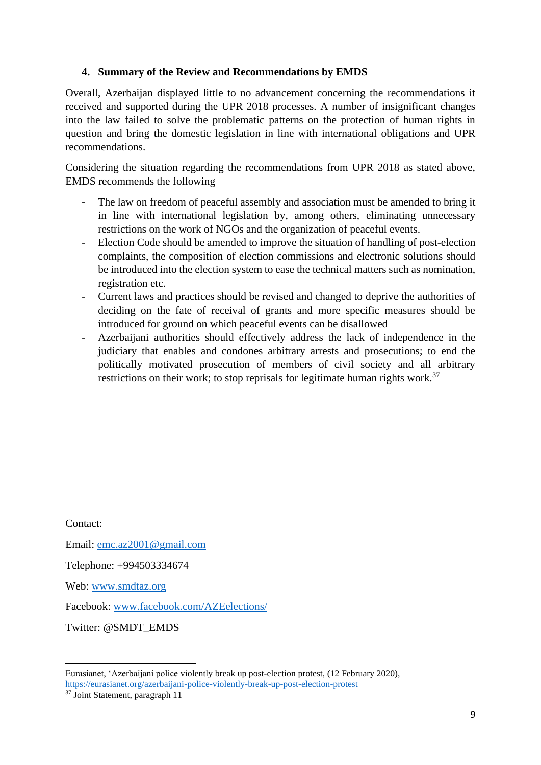## 4. Summary of the Review and Recommendations by EMDS

Overall, Azerbaijan displayed little to no advancement concerning the recommendations it received and supported during the UPR 2018 processes. A number of insignificant changes into the law failed to solve the problematic patterns on the protection of human rights in question and bring the domestic legislation in line with international obligations and UPR recommendations.

Considering the situation regarding the recommendations from UPR 2018 as stated above, EMDS recommends the following

- The law on freedom of peaceful assembly and association must be amended to bring it in line with international legislation by, among others, eliminating unnecessary restrictions on the work of NGOs and the organization of peaceful events.
- Election Code should be amended to improve the situation of handling of post-election complaints, the composition of election commissions and electronic solutions should be introduced into the election system to ease the technical matters such as nomination, registration etc.
- Current laws and practices should be revised and changed to deprive the authorities of deciding on the fate of receival of grants and more specific measures should be introduced for ground on which peaceful events can be disallowed
- Azerbaijani authorities should effectively address the lack of independence in the judiciary that enables and condones arbitrary arrests and prosecutions; to end the politically motivated prosecution of members of civil society and all arbitrary restrictions on their work; to stop reprisals for legitimate human rights work.[37]

Contact:

Email: emc.az2001@gmail.com

Telephone: +994503334674

Web: www.smdtaz.org

Facebook: www.facebook.com/AZEelections/

Twitter: @SMDT_EMDS

---

Eurasianet, 'Azerbaijani police violently break up post-election protest, (12 February 2020), https://eurasianet.org/azerbaijani-police-violently-break-up-post-election-protest

[37] Joint Statement, paragraph 11